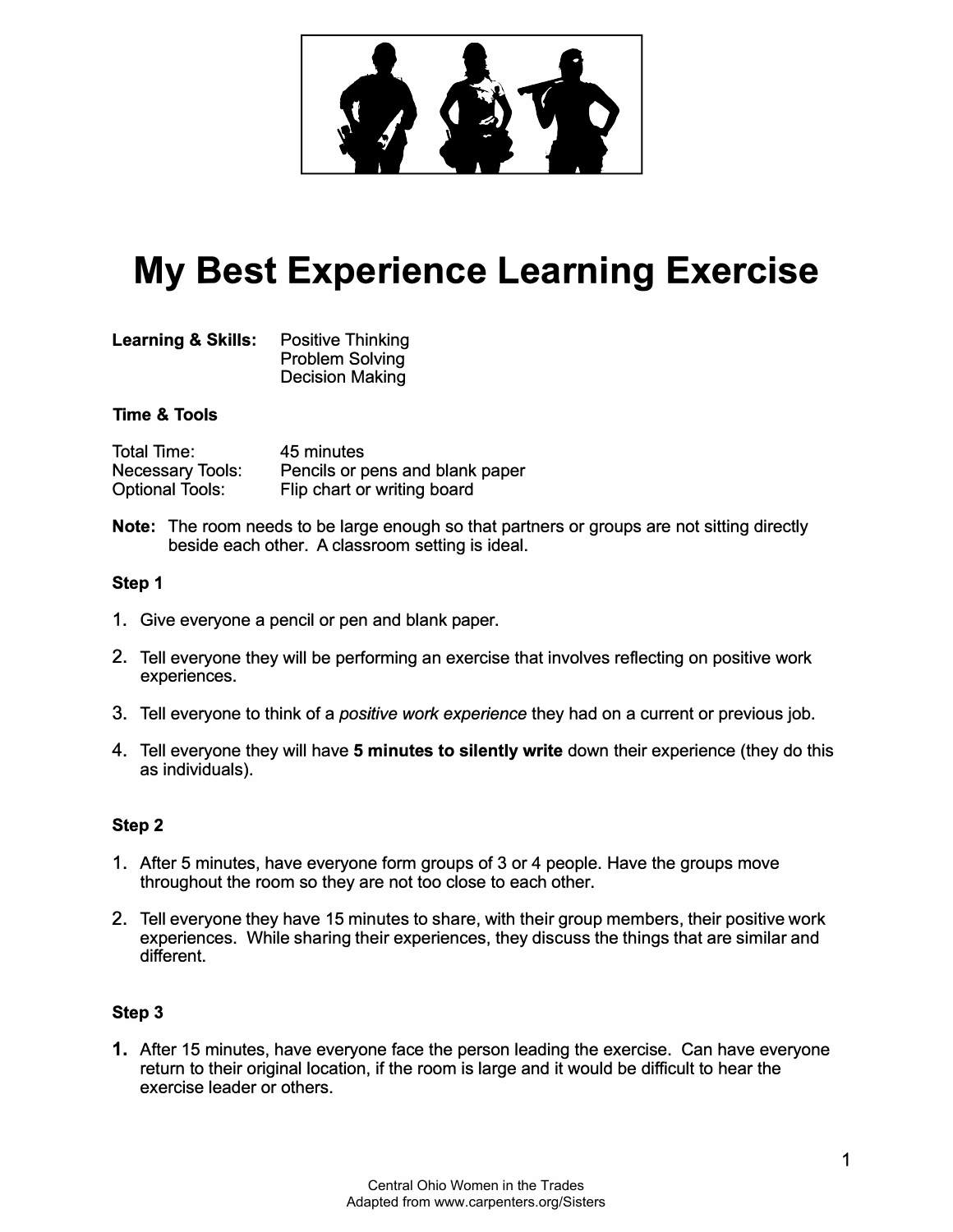# My Best Experience Learning Exercise

**Learning & Skills:** Positive Thinking
Problem Solving
Decision Making

**Time & Tools**

| | |
|---|---|
| Total Time: | 45 minutes |
| Necessary Tools: | Pencils or pens and blank paper |
| Optional Tools: | Flip chart or writing board |

**Note:** The room needs to be large enough so that partners or groups are not sitting directly beside each other. A classroom setting is ideal.

**Step 1**

1. Give everyone a pencil or pen and blank paper.
2. Tell everyone they will be performing an exercise that involves reflecting on positive work experiences.
3. Tell everyone to think of a *positive work experience* they had on a current or previous job.
4. Tell everyone they will have **5 minutes to silently write** down their experience (they do this as individuals).

**Step 2**

1. After 5 minutes, have everyone form groups of 3 or 4 people. Have the groups move throughout the room so they are not too close to each other.
2. Tell everyone they have 15 minutes to share, with their group members, their positive work experiences. While sharing their experiences, they discuss the things that are similar and different.

**Step 3**

1. After 15 minutes, have everyone face the person leading the exercise. Can have everyone return to their original location, if the room is large and it would be difficult to hear the exercise leader or others.

Central Ohio Women in the Trades
Adapted from www.carpenters.org/Sisters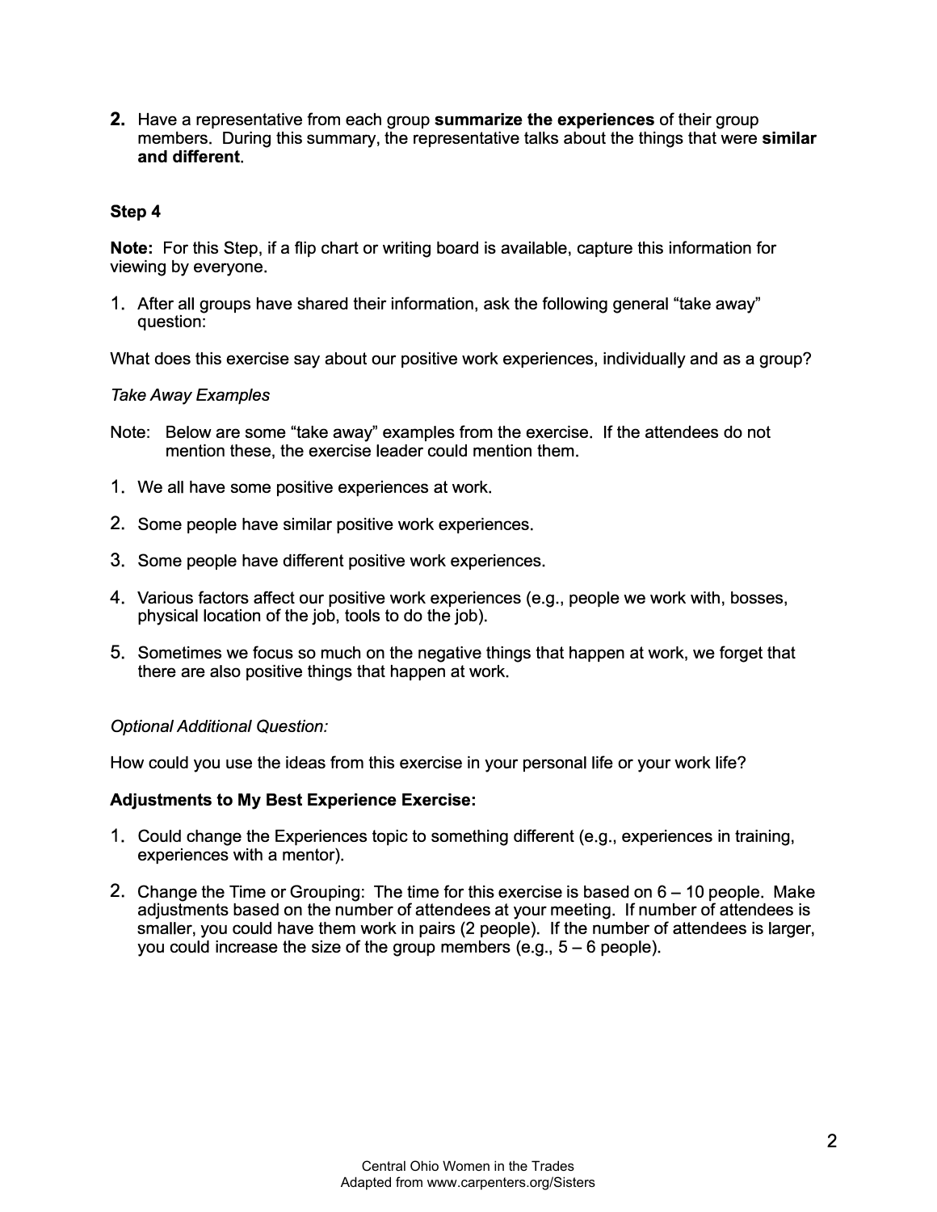2. Have a representative from each group **summarize the experiences** of their group members. During this summary, the representative talks about the things that were **similar and different**.

**Step 4**

**Note:** For this Step, if a flip chart or writing board is available, capture this information for viewing by everyone.

1. After all groups have shared their information, ask the following general "take away" question:

What does this exercise say about our positive work experiences, individually and as a group?

*Take Away Examples*

Note: Below are some "take away" examples from the exercise. If the attendees do not mention these, the exercise leader could mention them.

1. We all have some positive experiences at work.
2. Some people have similar positive work experiences.
3. Some people have different positive work experiences.
4. Various factors affect our positive work experiences (e.g., people we work with, bosses, physical location of the job, tools to do the job).
5. Sometimes we focus so much on the negative things that happen at work, we forget that there are also positive things that happen at work.

*Optional Additional Question:*

How could you use the ideas from this exercise in your personal life or your work life?

**Adjustments to My Best Experience Exercise:**

1. Could change the Experiences topic to something different (e.g., experiences in training, experiences with a mentor).
2. Change the Time or Grouping: The time for this exercise is based on 6 – 10 people. Make adjustments based on the number of attendees at your meeting. If number of attendees is smaller, you could have them work in pairs (2 people). If the number of attendees is larger, you could increase the size of the group members (e.g., 5 – 6 people).

Central Ohio Women in the Trades
Adapted from www.carpenters.org/Sisters